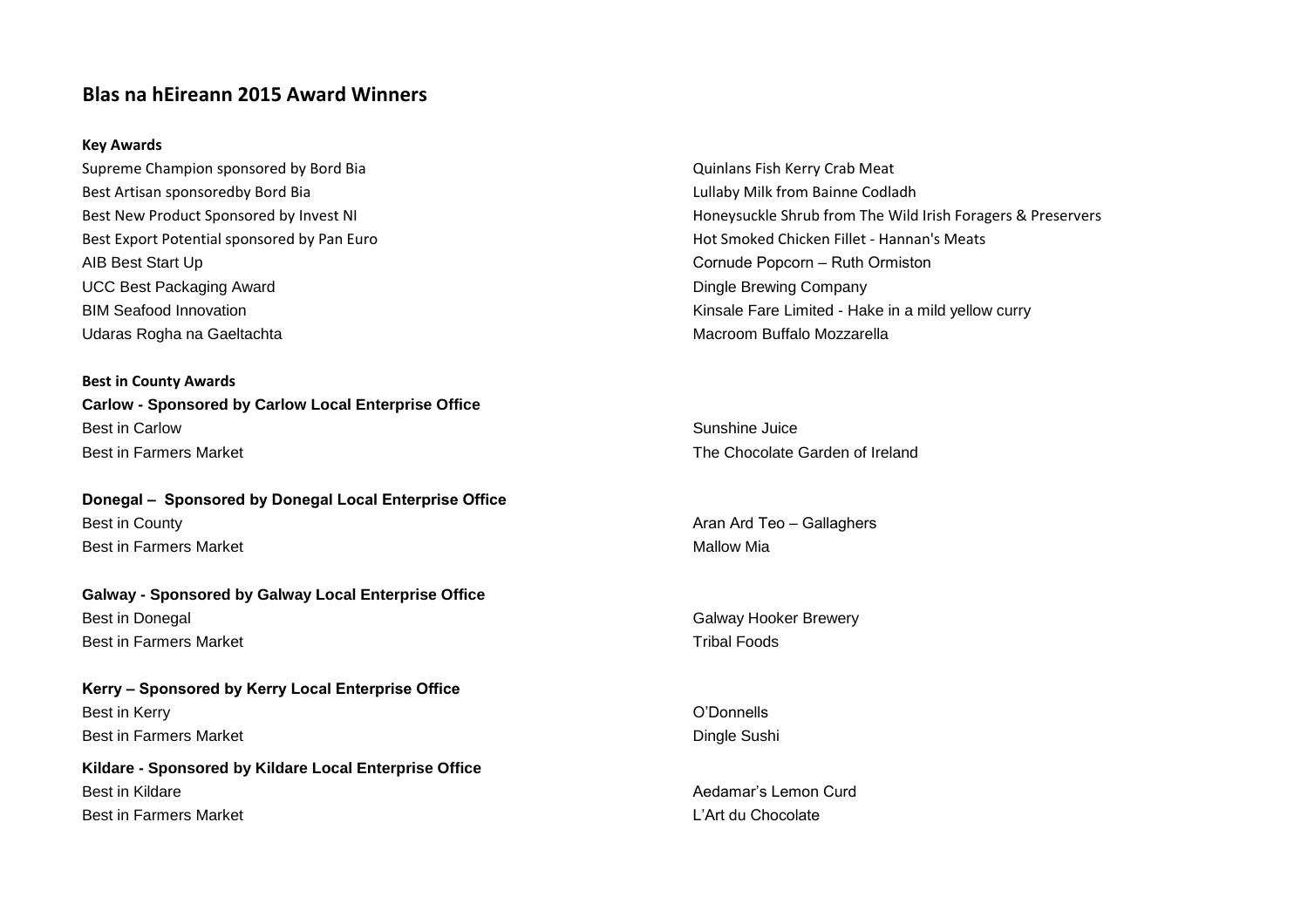# Blas na hEireann 2015 Award Winners

### Key Awards

| | |
|---|---|
| Supreme Champion sponsored by Bord Bia | Quinlans Fish Kerry Crab Meat |
| Best Artisan sponsoredby Bord Bia | Lullaby Milk from Bainne Codladh |
| Best New Product Sponsored by Invest NI | Honeysuckle Shrub from The Wild Irish Foragers & Preservers |
| Best Export Potential sponsored by Pan Euro | Hot Smoked Chicken Fillet - Hannan's Meats |
| AIB Best Start Up | Cornude Popcorn – Ruth Ormiston |
| UCC Best Packaging Award | Dingle Brewing Company |
| BIM Seafood Innovation | Kinsale Fare Limited - Hake in a mild yellow curry |
| Udaras Rogha na Gaeltachta | Macroom Buffalo Mozzarella |

### Best in County Awards

**Carlow - Sponsored by Carlow Local Enterprise Office**

| | |
|---|---|
| Best in Carlow | Sunshine Juice |
| Best in Farmers Market | The Chocolate Garden of Ireland |

**Donegal – Sponsored by Donegal Local Enterprise Office**

| | |
|---|---|
| Best in County | Aran Ard Teo – Gallaghers |
| Best in Farmers Market | Mallow Mia |

**Galway - Sponsored by Galway Local Enterprise Office**

| | |
|---|---|
| Best in Donegal | Galway Hooker Brewery |
| Best in Farmers Market | Tribal Foods |

**Kerry – Sponsored by Kerry Local Enterprise Office**

| | |
|---|---|
| Best in Kerry | O'Donnells |
| Best in Farmers Market | Dingle Sushi |

**Kildare - Sponsored by Kildare Local Enterprise Office**

| | |
|---|---|
| Best in Kildare | Aedamar's Lemon Curd |
| Best in Farmers Market | L'Art du Chocolate |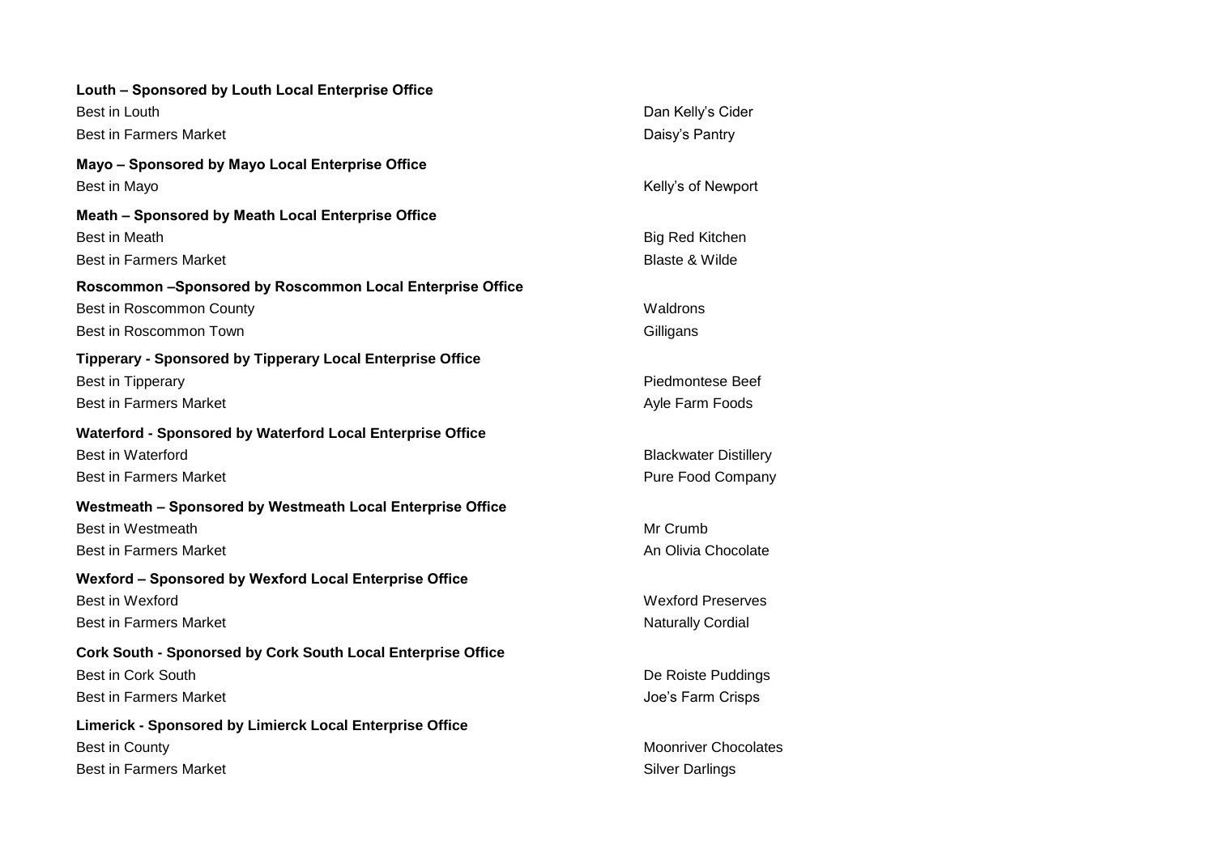**Louth – Sponsored by Louth Local Enterprise Office**

| | |
|---|---|
| Best in Louth | Dan Kelly's Cider |
| Best in Farmers Market | Daisy's Pantry |

**Mayo – Sponsored by Mayo Local Enterprise Office**

| | |
|---|---|
| Best in Mayo | Kelly's of Newport |

**Meath – Sponsored by Meath Local Enterprise Office**

| | |
|---|---|
| Best in Meath | Big Red Kitchen |
| Best in Farmers Market | Blaste & Wilde |

**Roscommon –Sponsored by Roscommon Local Enterprise Office**

| | |
|---|---|
| Best in Roscommon County | Waldrons |
| Best in Roscommon Town | Gilligans |

**Tipperary - Sponsored by Tipperary Local Enterprise Office**

| | |
|---|---|
| Best in Tipperary | Piedmontese Beef |
| Best in Farmers Market | Ayle Farm Foods |

**Waterford - Sponsored by Waterford Local Enterprise Office**

| | |
|---|---|
| Best in Waterford | Blackwater Distillery |
| Best in Farmers Market | Pure Food Company |

**Westmeath – Sponsored by Westmeath Local Enterprise Office**

| | |
|---|---|
| Best in Westmeath | Mr Crumb |
| Best in Farmers Market | An Olivia Chocolate |

**Wexford – Sponsored by Wexford Local Enterprise Office**

| | |
|---|---|
| Best in Wexford | Wexford Preserves |
| Best in Farmers Market | Naturally Cordial |

**Cork South - Sponorsed by Cork South Local Enterprise Office**

| | |
|---|---|
| Best in Cork South | De Roiste Puddings |
| Best in Farmers Market | Joe's Farm Crisps |

**Limerick - Sponsored by Limierck Local Enterprise Office**

| | |
|---|---|
| Best in County | Moonriver Chocolates |
| Best in Farmers Market | Silver Darlings |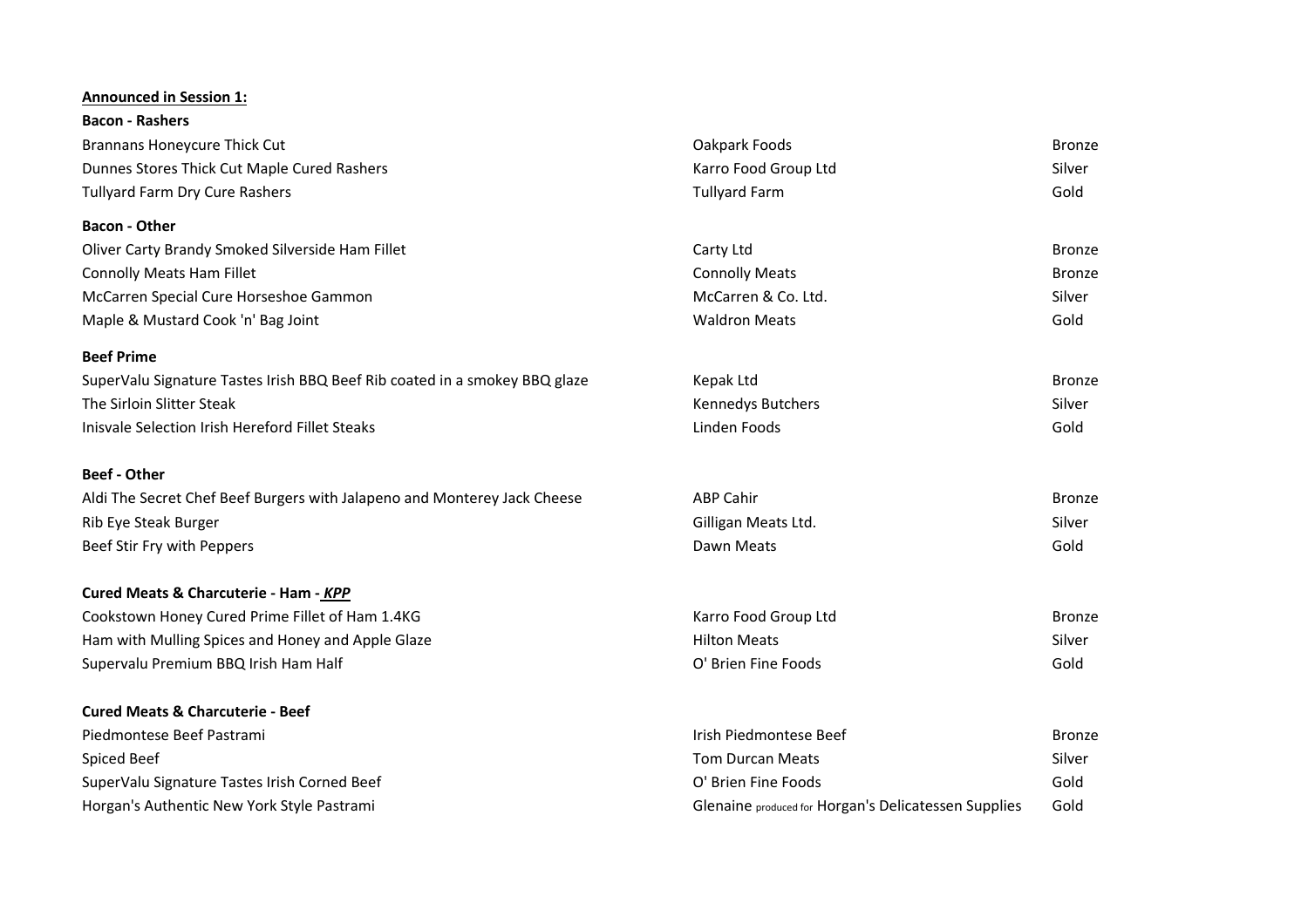**Announced in Session 1:**

**Bacon - Rashers**

| | | |
|---|---|---|
| Brannans Honeycure Thick Cut | Oakpark Foods | Bronze |
| Dunnes Stores Thick Cut Maple Cured Rashers | Karro Food Group Ltd | Silver |
| Tullyard Farm Dry Cure Rashers | Tullyard Farm | Gold |

**Bacon - Other**

| | | |
|---|---|---|
| Oliver Carty Brandy Smoked Silverside Ham Fillet | Carty Ltd | Bronze |
| Connolly Meats Ham Fillet | Connolly Meats | Bronze |
| McCarren Special Cure Horseshoe Gammon | McCarren & Co. Ltd. | Silver |
| Maple & Mustard Cook 'n' Bag Joint | Waldron Meats | Gold |

**Beef Prime**

| | | |
|---|---|---|
| SuperValu Signature Tastes Irish BBQ Beef Rib coated in a smokey BBQ glaze | Kepak Ltd | Bronze |
| The Sirloin Slitter Steak | Kennedys Butchers | Silver |
| Inisvale Selection Irish Hereford Fillet Steaks | Linden Foods | Gold |

**Beef - Other**

| | | |
|---|---|---|
| Aldi The Secret Chef Beef Burgers with Jalapeno and Monterey Jack Cheese | ABP Cahir | Bronze |
| Rib Eye Steak Burger | Gilligan Meats Ltd. | Silver |
| Beef Stir Fry with Peppers | Dawn Meats | Gold |

**Cured Meats & Charcuterie - Ham - *KPP***

| | | |
|---|---|---|
| Cookstown Honey Cured Prime Fillet of Ham 1.4KG | Karro Food Group Ltd | Bronze |
| Ham with Mulling Spices and Honey and Apple Glaze | Hilton Meats | Silver |
| Supervalu Premium BBQ Irish Ham Half | O' Brien Fine Foods | Gold |

**Cured Meats & Charcuterie - Beef**

| | | |
|---|---|---|
| Piedmontese Beef Pastrami | Irish Piedmontese Beef | Bronze |
| Spiced Beef | Tom Durcan Meats | Silver |
| SuperValu Signature Tastes Irish Corned Beef | O' Brien Fine Foods | Gold |
| Horgan's Authentic New York Style Pastrami | Glenaine produced for Horgan's Delicatessen Supplies | Gold |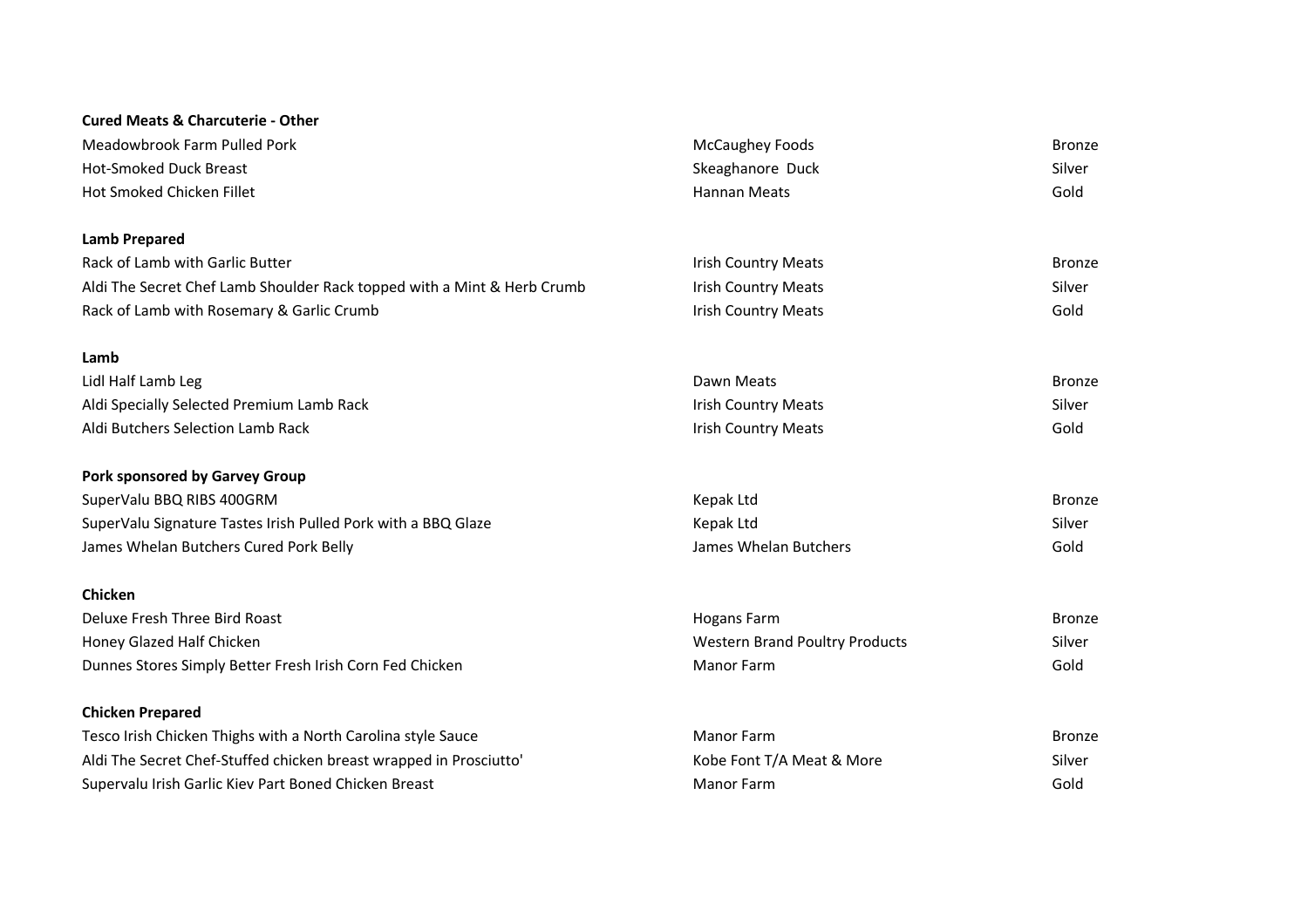**Cured Meats & Charcuterie - Other**

| | | |
|---|---|---|
| Meadowbrook Farm Pulled Pork | McCaughey Foods | Bronze |
| Hot-Smoked Duck Breast | Skeaghanore Duck | Silver |
| Hot Smoked Chicken Fillet | Hannan Meats | Gold |

**Lamb Prepared**

| | | |
|---|---|---|
| Rack of Lamb with Garlic Butter | Irish Country Meats | Bronze |
| Aldi The Secret Chef Lamb Shoulder Rack topped with a Mint & Herb Crumb | Irish Country Meats | Silver |
| Rack of Lamb with Rosemary & Garlic Crumb | Irish Country Meats | Gold |

**Lamb**

| | | |
|---|---|---|
| Lidl Half Lamb Leg | Dawn Meats | Bronze |
| Aldi Specially Selected Premium Lamb Rack | Irish Country Meats | Silver |
| Aldi Butchers Selection Lamb Rack | Irish Country Meats | Gold |

**Pork sponsored by Garvey Group**

| | | |
|---|---|---|
| SuperValu BBQ RIBS 400GRM | Kepak Ltd | Bronze |
| SuperValu Signature Tastes Irish Pulled Pork with a BBQ Glaze | Kepak Ltd | Silver |
| James Whelan Butchers Cured Pork Belly | James Whelan Butchers | Gold |

**Chicken**

| | | |
|---|---|---|
| Deluxe Fresh Three Bird Roast | Hogans Farm | Bronze |
| Honey Glazed Half Chicken | Western Brand Poultry Products | Silver |
| Dunnes Stores Simply Better Fresh Irish Corn Fed Chicken | Manor Farm | Gold |

**Chicken Prepared**

| | | |
|---|---|---|
| Tesco Irish Chicken Thighs with a North Carolina style Sauce | Manor Farm | Bronze |
| Aldi The Secret Chef-Stuffed chicken breast wrapped in Prosciutto' | Kobe Font T/A Meat & More | Silver |
| Supervalu Irish Garlic Kiev Part Boned Chicken Breast | Manor Farm | Gold |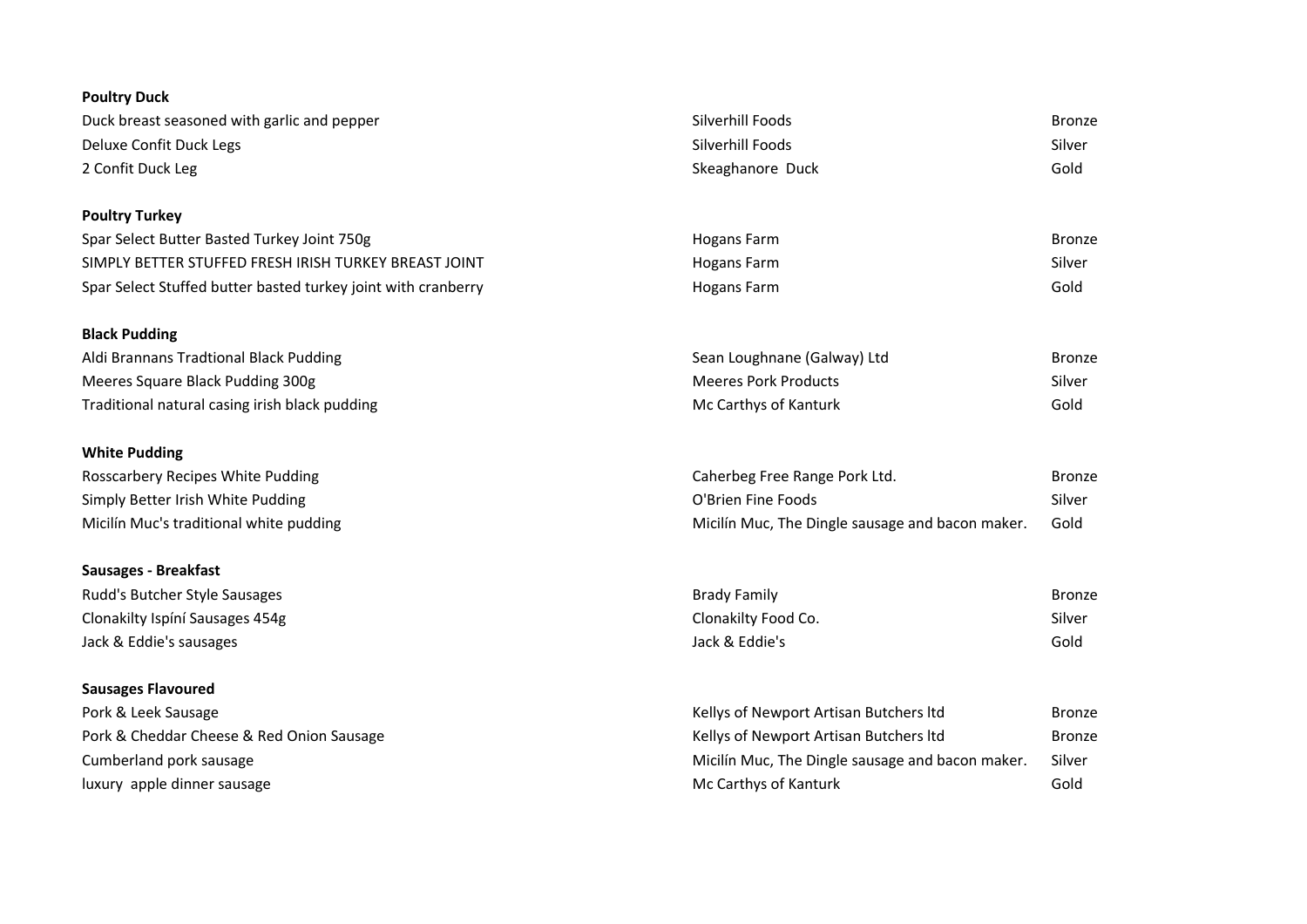**Poultry Duck**

| | | |
|---|---|---|
| Duck breast seasoned with garlic and pepper | Silverhill Foods | Bronze |
| Deluxe Confit Duck Legs | Silverhill Foods | Silver |
| 2 Confit Duck Leg | Skeaghanore Duck | Gold |

**Poultry Turkey**

| | | |
|---|---|---|
| Spar Select Butter Basted Turkey Joint 750g | Hogans Farm | Bronze |
| SIMPLY BETTER STUFFED FRESH IRISH TURKEY BREAST JOINT | Hogans Farm | Silver |
| Spar Select Stuffed butter basted turkey joint with cranberry | Hogans Farm | Gold |

**Black Pudding**

| | | |
|---|---|---|
| Aldi Brannans Tradtional Black Pudding | Sean Loughnane (Galway) Ltd | Bronze |
| Meeres Square Black Pudding 300g | Meeres Pork Products | Silver |
| Traditional natural casing irish black pudding | Mc Carthys of Kanturk | Gold |

**White Pudding**

| | | |
|---|---|---|
| Rosscarbery Recipes White Pudding | Caherbeg Free Range Pork Ltd. | Bronze |
| Simply Better Irish White Pudding | O'Brien Fine Foods | Silver |
| Micilín Muc's traditional white pudding | Micilín Muc, The Dingle sausage and bacon maker. | Gold |

**Sausages - Breakfast**

| | | |
|---|---|---|
| Rudd's Butcher Style Sausages | Brady Family | Bronze |
| Clonakilty Ispíní Sausages 454g | Clonakilty Food Co. | Silver |
| Jack & Eddie's sausages | Jack & Eddie's | Gold |

**Sausages Flavoured**

| | | |
|---|---|---|
| Pork & Leek Sausage | Kellys of Newport Artisan Butchers ltd | Bronze |
| Pork & Cheddar Cheese & Red Onion Sausage | Kellys of Newport Artisan Butchers ltd | Bronze |
| Cumberland pork sausage | Micilín Muc, The Dingle sausage and bacon maker. | Silver |
| luxury apple dinner sausage | Mc Carthys of Kanturk | Gold |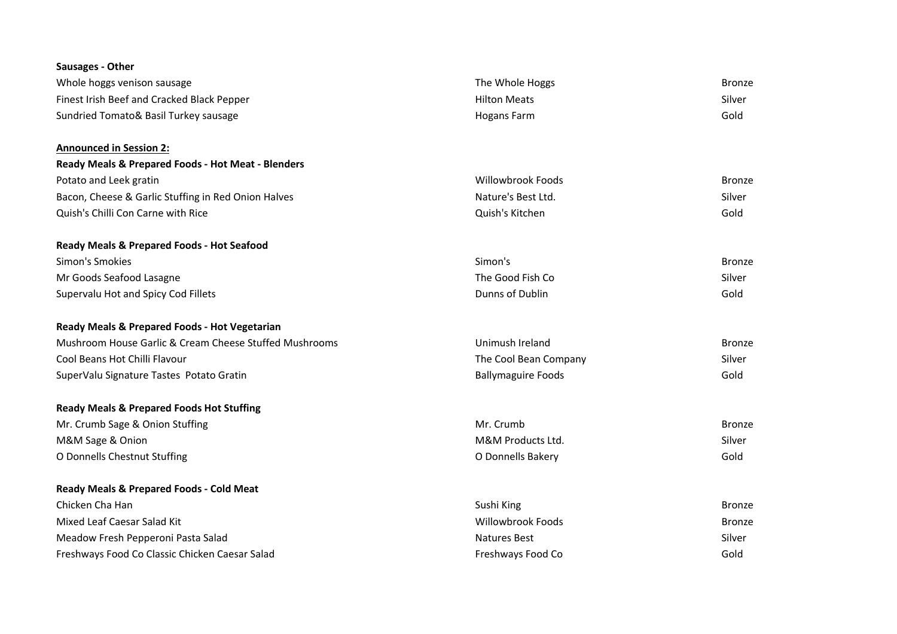**Sausages - Other**

| | | |
|---|---|---|
| Whole hoggs venison sausage | The Whole Hoggs | Bronze |
| Finest Irish Beef and Cracked Black Pepper | Hilton Meats | Silver |
| Sundried Tomato& Basil Turkey sausage | Hogans Farm | Gold |

**<u>Announced in Session 2:</u>**

**Ready Meals & Prepared Foods - Hot Meat - Blenders**

| | | |
|---|---|---|
| Potato and Leek gratin | Willowbrook Foods | Bronze |
| Bacon, Cheese & Garlic Stuffing in Red Onion Halves | Nature's Best Ltd. | Silver |
| Quish's Chilli Con Carne with Rice | Quish's Kitchen | Gold |

**Ready Meals & Prepared Foods - Hot Seafood**

| | | |
|---|---|---|
| Simon's Smokies | Simon's | Bronze |
| Mr Goods Seafood Lasagne | The Good Fish Co | Silver |
| Supervalu Hot and Spicy Cod Fillets | Dunns of Dublin | Gold |

**Ready Meals & Prepared Foods - Hot Vegetarian**

| | | |
|---|---|---|
| Mushroom House Garlic & Cream Cheese Stuffed Mushrooms | Unimush Ireland | Bronze |
| Cool Beans Hot Chilli Flavour | The Cool Bean Company | Silver |
| SuperValu Signature Tastes Potato Gratin | Ballymaguire Foods | Gold |

**Ready Meals & Prepared Foods Hot Stuffing**

| | | |
|---|---|---|
| Mr. Crumb Sage & Onion Stuffing | Mr. Crumb | Bronze |
| M&M Sage & Onion | M&M Products Ltd. | Silver |
| O Donnells Chestnut Stuffing | O Donnells Bakery | Gold |

**Ready Meals & Prepared Foods - Cold Meat**

| | | |
|---|---|---|
| Chicken Cha Han | Sushi King | Bronze |
| Mixed Leaf Caesar Salad Kit | Willowbrook Foods | Bronze |
| Meadow Fresh Pepperoni Pasta Salad | Natures Best | Silver |
| Freshways Food Co Classic Chicken Caesar Salad | Freshways Food Co | Gold |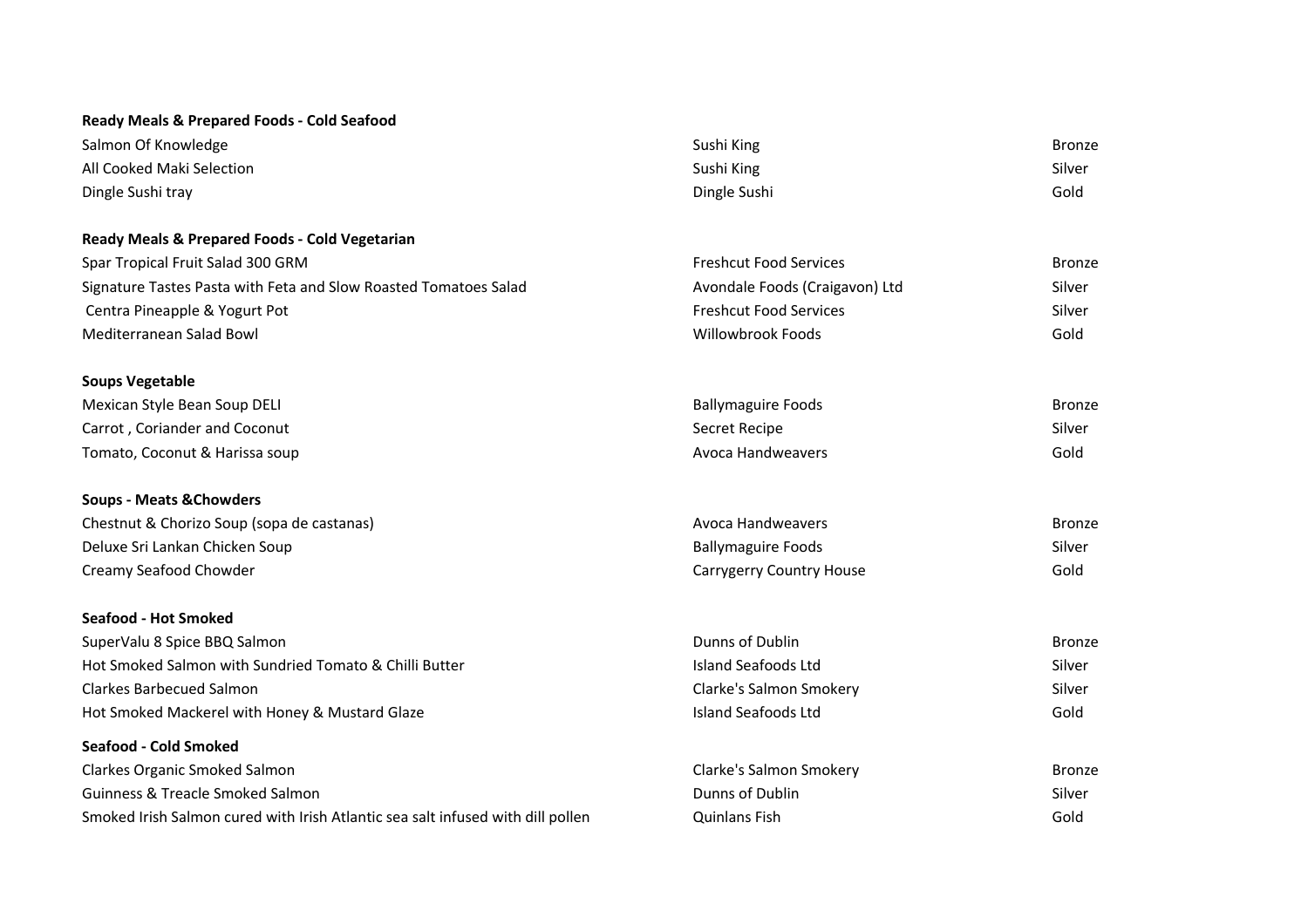**Ready Meals & Prepared Foods - Cold Seafood**

| Product | Producer | Award |
|---|---|---|
| Salmon Of Knowledge | Sushi King | Bronze |
| All Cooked Maki Selection | Sushi King | Silver |
| Dingle Sushi tray | Dingle Sushi | Gold |

**Ready Meals & Prepared Foods - Cold Vegetarian**

| Product | Producer | Award |
|---|---|---|
| Spar Tropical Fruit Salad 300 GRM | Freshcut Food Services | Bronze |
| Signature Tastes Pasta with Feta and Slow Roasted Tomatoes Salad | Avondale Foods (Craigavon) Ltd | Silver |
| Centra Pineapple & Yogurt Pot | Freshcut Food Services | Silver |
| Mediterranean Salad Bowl | Willowbrook Foods | Gold |

**Soups Vegetable**

| Product | Producer | Award |
|---|---|---|
| Mexican Style Bean Soup DELI | Ballymaguire Foods | Bronze |
| Carrot , Coriander and Coconut | Secret Recipe | Silver |
| Tomato, Coconut & Harissa soup | Avoca Handweavers | Gold |

**Soups - Meats &Chowders**

| Product | Producer | Award |
|---|---|---|
| Chestnut & Chorizo Soup (sopa de castanas) | Avoca Handweavers | Bronze |
| Deluxe Sri Lankan Chicken Soup | Ballymaguire Foods | Silver |
| Creamy Seafood Chowder | Carrygerry Country House | Gold |

**Seafood - Hot Smoked**

| Product | Producer | Award |
|---|---|---|
| SuperValu 8 Spice BBQ Salmon | Dunns of Dublin | Bronze |
| Hot Smoked Salmon with Sundried Tomato & Chilli Butter | Island Seafoods Ltd | Silver |
| Clarkes Barbecued Salmon | Clarke's Salmon Smokery | Silver |
| Hot Smoked Mackerel with Honey & Mustard Glaze | Island Seafoods Ltd | Gold |

**Seafood - Cold Smoked**

| Product | Producer | Award |
|---|---|---|
| Clarkes Organic Smoked Salmon | Clarke's Salmon Smokery | Bronze |
| Guinness & Treacle Smoked Salmon | Dunns of Dublin | Silver |
| Smoked Irish Salmon cured with Irish Atlantic sea salt infused with dill pollen | Quinlans Fish | Gold |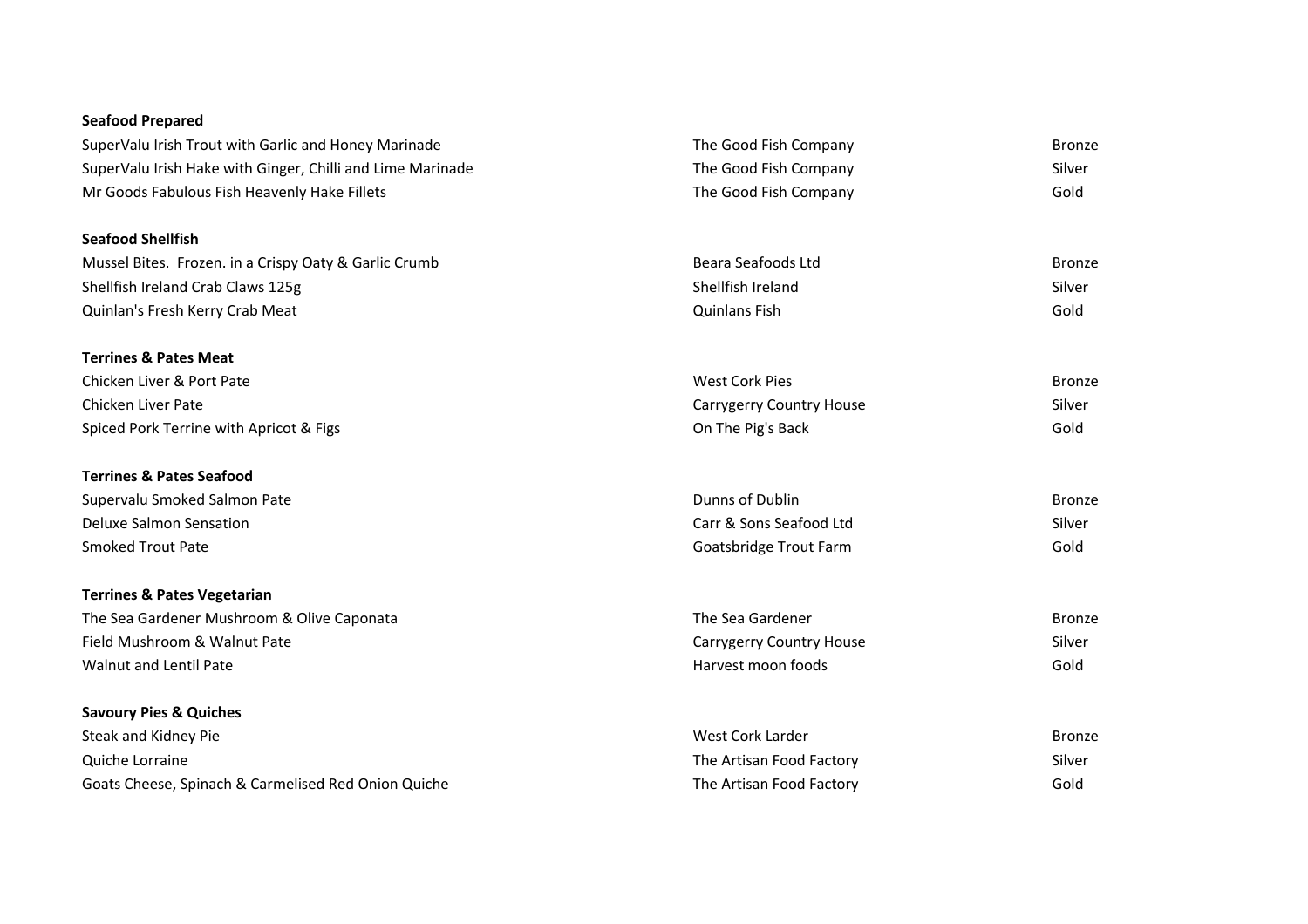**Seafood Prepared**

| | | |
|---|---|---|
| SuperValu Irish Trout with Garlic and Honey Marinade | The Good Fish Company | Bronze |
| SuperValu Irish Hake with Ginger, Chilli and Lime Marinade | The Good Fish Company | Silver |
| Mr Goods Fabulous Fish Heavenly Hake Fillets | The Good Fish Company | Gold |

**Seafood Shellfish**

| | | |
|---|---|---|
| Mussel Bites.  Frozen. in a Crispy Oaty & Garlic Crumb | Beara Seafoods Ltd | Bronze |
| Shellfish Ireland Crab Claws 125g | Shellfish Ireland | Silver |
| Quinlan's Fresh Kerry Crab Meat | Quinlans Fish | Gold |

**Terrines & Pates Meat**

| | | |
|---|---|---|
| Chicken Liver & Port Pate | West Cork Pies | Bronze |
| Chicken Liver Pate | Carrygerry Country House | Silver |
| Spiced Pork Terrine with Apricot & Figs | On The Pig's Back | Gold |

**Terrines & Pates Seafood**

| | | |
|---|---|---|
| Supervalu Smoked Salmon Pate | Dunns of Dublin | Bronze |
| Deluxe Salmon Sensation | Carr & Sons Seafood Ltd | Silver |
| Smoked Trout Pate | Goatsbridge Trout Farm | Gold |

**Terrines & Pates Vegetarian**

| | | |
|---|---|---|
| The Sea Gardener Mushroom & Olive Caponata | The Sea Gardener | Bronze |
| Field Mushroom & Walnut Pate | Carrygerry Country House | Silver |
| Walnut and Lentil Pate | Harvest moon foods | Gold |

**Savoury Pies & Quiches**

| | | |
|---|---|---|
| Steak and Kidney Pie | West Cork Larder | Bronze |
| Quiche Lorraine | The Artisan Food Factory | Silver |
| Goats Cheese, Spinach & Carmelised Red Onion Quiche | The Artisan Food Factory | Gold |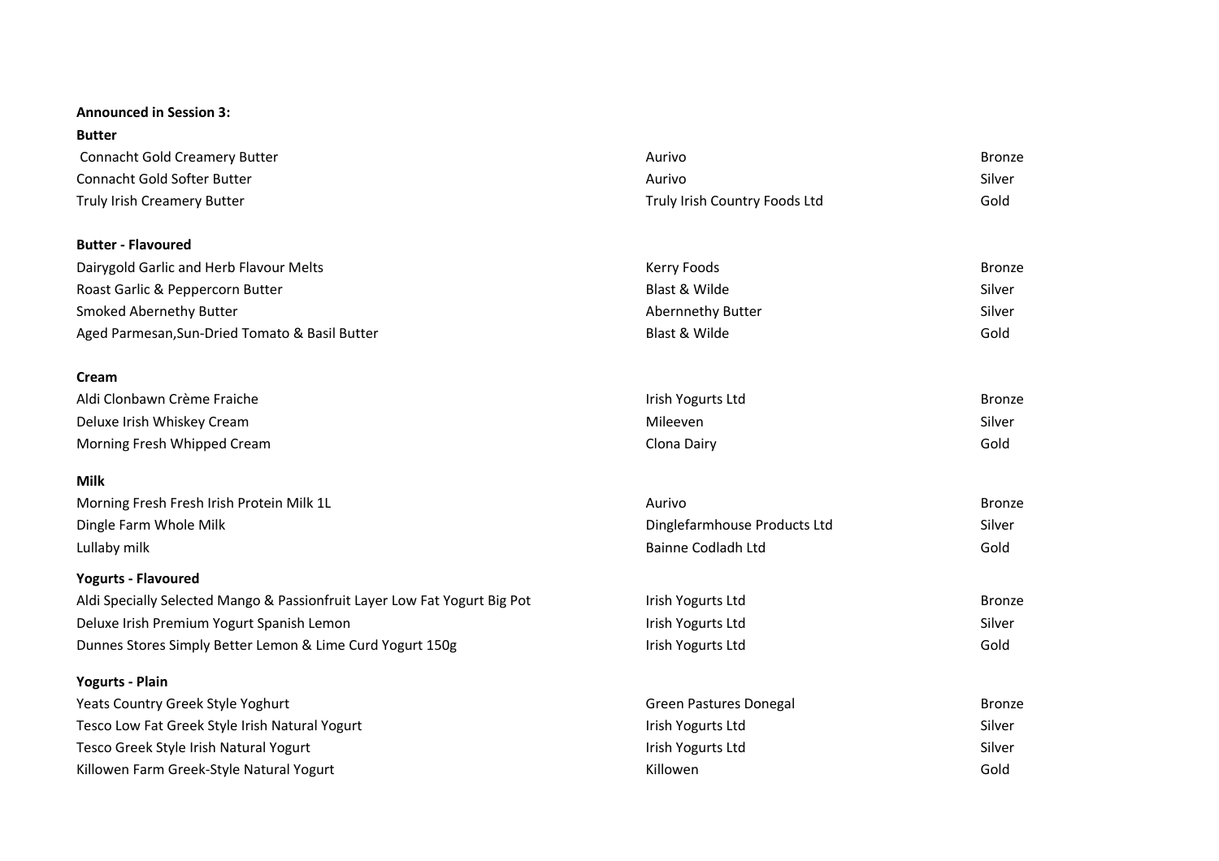**Announced in Session 3:**

**Butter**

| | | |
|---|---|---|
| Connacht Gold Creamery Butter | Aurivo | Bronze |
| Connacht Gold Softer Butter | Aurivo | Silver |
| Truly Irish Creamery Butter | Truly Irish Country Foods Ltd | Gold |

**Butter - Flavoured**

| | | |
|---|---|---|
| Dairygold Garlic and Herb Flavour Melts | Kerry Foods | Bronze |
| Roast Garlic & Peppercorn Butter | Blast & Wilde | Silver |
| Smoked Abernethy Butter | Abernnethy Butter | Silver |
| Aged Parmesan,Sun-Dried Tomato & Basil Butter | Blast & Wilde | Gold |

**Cream**

| | | |
|---|---|---|
| Aldi Clonbawn Crème Fraiche | Irish Yogurts Ltd | Bronze |
| Deluxe Irish Whiskey Cream | Mileeven | Silver |
| Morning Fresh Whipped Cream | Clona Dairy | Gold |

**Milk**

| | | |
|---|---|---|
| Morning Fresh Fresh Irish Protein Milk 1L | Aurivo | Bronze |
| Dingle Farm Whole Milk | Dinglefarmhouse Products Ltd | Silver |
| Lullaby milk | Bainne Codladh Ltd | Gold |

**Yogurts - Flavoured**

| | | |
|---|---|---|
| Aldi Specially Selected Mango & Passionfruit Layer Low Fat Yogurt Big Pot | Irish Yogurts Ltd | Bronze |
| Deluxe Irish Premium Yogurt Spanish Lemon | Irish Yogurts Ltd | Silver |
| Dunnes Stores Simply Better Lemon & Lime Curd Yogurt 150g | Irish Yogurts Ltd | Gold |

**Yogurts - Plain**

| | | |
|---|---|---|
| Yeats Country Greek Style Yoghurt | Green Pastures Donegal | Bronze |
| Tesco Low Fat Greek Style Irish Natural Yogurt | Irish Yogurts Ltd | Silver |
| Tesco Greek Style Irish Natural Yogurt | Irish Yogurts Ltd | Silver |
| Killowen Farm Greek-Style Natural Yogurt | Killowen | Gold |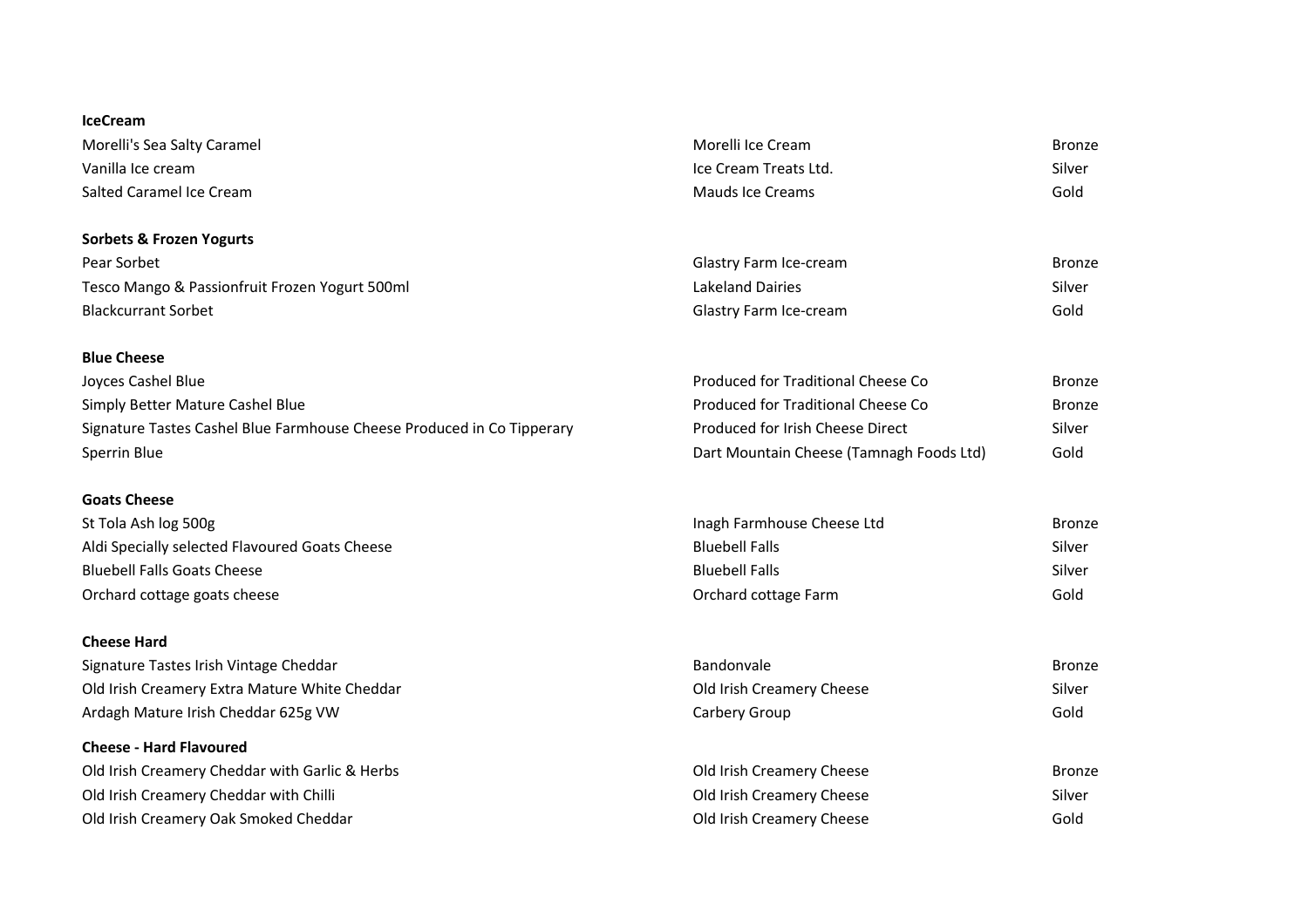**IceCream**

| | | |
|---|---|---|
| Morelli's Sea Salty Caramel | Morelli Ice Cream | Bronze |
| Vanilla Ice cream | Ice Cream Treats Ltd. | Silver |
| Salted Caramel Ice Cream | Mauds Ice Creams | Gold |

**Sorbets & Frozen Yogurts**

| | | |
|---|---|---|
| Pear Sorbet | Glastry Farm Ice-cream | Bronze |
| Tesco Mango & Passionfruit Frozen Yogurt 500ml | Lakeland Dairies | Silver |
| Blackcurrant Sorbet | Glastry Farm Ice-cream | Gold |

**Blue Cheese**

| | | |
|---|---|---|
| Joyces Cashel Blue | Produced for Traditional Cheese Co | Bronze |
| Simply Better Mature Cashel Blue | Produced for Traditional Cheese Co | Bronze |
| Signature Tastes Cashel Blue Farmhouse Cheese Produced in Co Tipperary | Produced for Irish Cheese Direct | Silver |
| Sperrin Blue | Dart Mountain Cheese (Tamnagh Foods Ltd) | Gold |

**Goats Cheese**

| | | |
|---|---|---|
| St Tola Ash log 500g | Inagh Farmhouse Cheese Ltd | Bronze |
| Aldi Specially selected Flavoured Goats Cheese | Bluebell Falls | Silver |
| Bluebell Falls Goats Cheese | Bluebell Falls | Silver |
| Orchard cottage goats cheese | Orchard cottage Farm | Gold |

**Cheese Hard**

| | | |
|---|---|---|
| Signature Tastes Irish Vintage Cheddar | Bandonvale | Bronze |
| Old Irish Creamery Extra Mature White Cheddar | Old Irish Creamery Cheese | Silver |
| Ardagh Mature Irish Cheddar 625g VW | Carbery Group | Gold |

**Cheese - Hard Flavoured**

| | | |
|---|---|---|
| Old Irish Creamery Cheddar with Garlic & Herbs | Old Irish Creamery Cheese | Bronze |
| Old Irish Creamery Cheddar with Chilli | Old Irish Creamery Cheese | Silver |
| Old Irish Creamery Oak Smoked Cheddar | Old Irish Creamery Cheese | Gold |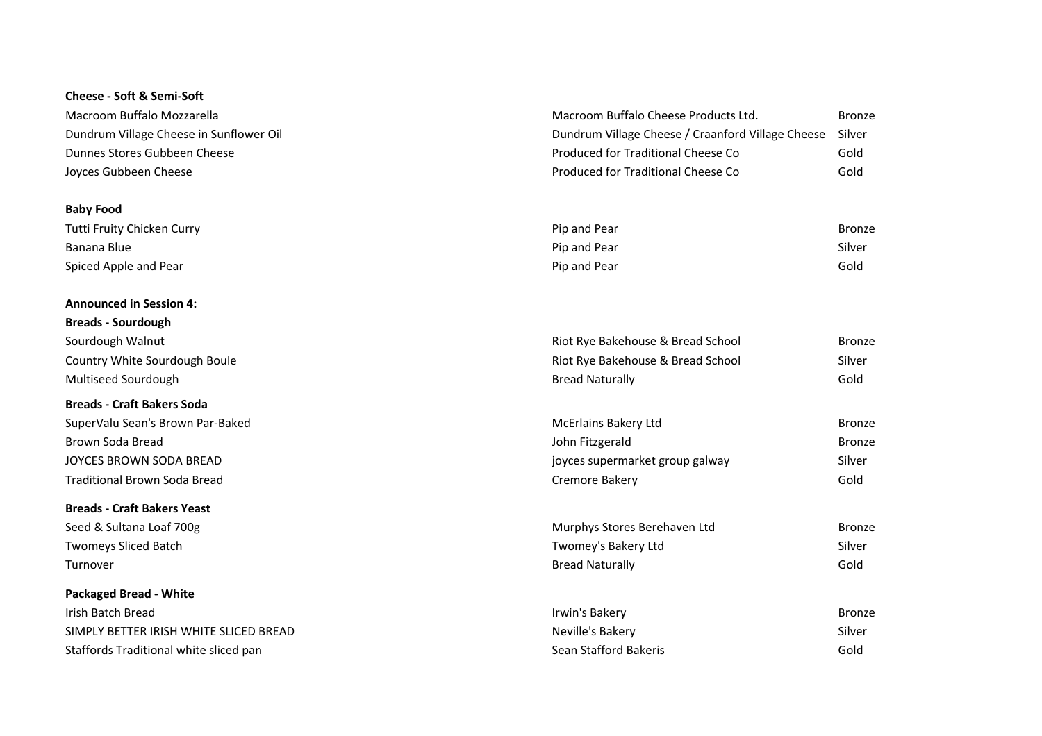**Cheese - Soft & Semi-Soft**

| | | |
|---|---|---|
| Macroom Buffalo Mozzarella | Macroom Buffalo Cheese Products Ltd. | Bronze |
| Dundrum Village Cheese in Sunflower Oil | Dundrum Village Cheese / Craanford Village Cheese | Silver |
| Dunnes Stores Gubbeen Cheese | Produced for Traditional Cheese Co | Gold |
| Joyces Gubbeen Cheese | Produced for Traditional Cheese Co | Gold |

**Baby Food**

| | | |
|---|---|---|
| Tutti Fruity Chicken Curry | Pip and Pear | Bronze |
| Banana Blue | Pip and Pear | Silver |
| Spiced Apple and Pear | Pip and Pear | Gold |

**Announced in Session 4:**

**Breads - Sourdough**

| | | |
|---|---|---|
| Sourdough Walnut | Riot Rye Bakehouse & Bread School | Bronze |
| Country White Sourdough Boule | Riot Rye Bakehouse & Bread School | Silver |
| Multiseed Sourdough | Bread Naturally | Gold |

**Breads - Craft Bakers Soda**

| | | |
|---|---|---|
| SuperValu Sean's Brown Par-Baked | McErlains Bakery Ltd | Bronze |
| Brown Soda Bread | John Fitzgerald | Bronze |
| JOYCES BROWN SODA BREAD | joyces supermarket group galway | Silver |
| Traditional Brown Soda Bread | Cremore Bakery | Gold |

**Breads - Craft Bakers Yeast**

| | | |
|---|---|---|
| Seed & Sultana Loaf 700g | Murphys Stores Berehaven Ltd | Bronze |
| Twomeys Sliced Batch | Twomey's Bakery Ltd | Silver |
| Turnover | Bread Naturally | Gold |

**Packaged Bread - White**

| | | |
|---|---|---|
| Irish Batch Bread | Irwin's Bakery | Bronze |
| SIMPLY BETTER IRISH WHITE SLICED BREAD | Neville's Bakery | Silver |
| Staffords Traditional white sliced pan | Sean Stafford Bakeris | Gold |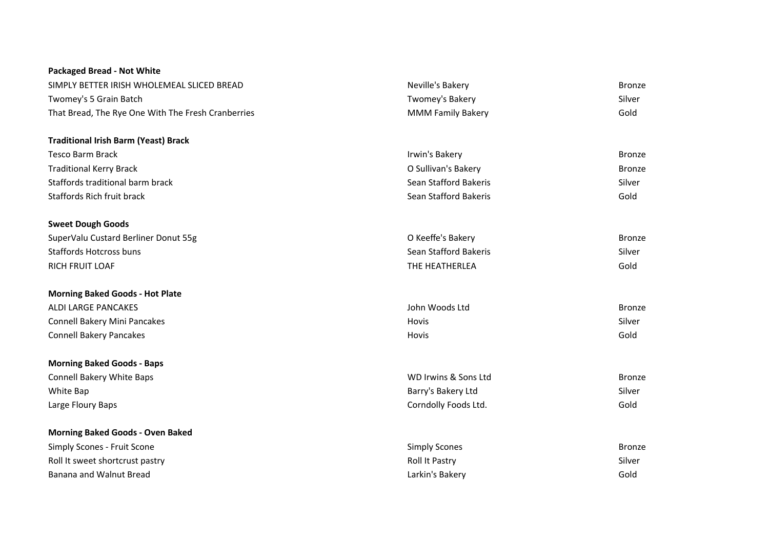**Packaged Bread - Not White**

| | | |
|---|---|---|
| SIMPLY BETTER IRISH WHOLEMEAL SLICED BREAD | Neville's Bakery | Bronze |
| Twomey's 5 Grain Batch | Twomey's Bakery | Silver |
| That Bread, The Rye One With The Fresh Cranberries | MMM Family Bakery | Gold |

**Traditional Irish Barm (Yeast) Brack**

| | | |
|---|---|---|
| Tesco Barm Brack | Irwin's Bakery | Bronze |
| Traditional Kerry Brack | O Sullivan's Bakery | Bronze |
| Staffords traditional barm brack | Sean Stafford Bakeris | Silver |
| Staffords Rich fruit brack | Sean Stafford Bakeris | Gold |

**Sweet Dough Goods**

| | | |
|---|---|---|
| SuperValu Custard Berliner Donut 55g | O Keeffe's Bakery | Bronze |
| Staffords Hotcross buns | Sean Stafford Bakeris | Silver |
| RICH FRUIT LOAF | THE HEATHERLEA | Gold |

**Morning Baked Goods - Hot Plate**

| | | |
|---|---|---|
| ALDI LARGE PANCAKES | John Woods Ltd | Bronze |
| Connell Bakery Mini Pancakes | Hovis | Silver |
| Connell Bakery Pancakes | Hovis | Gold |

**Morning Baked Goods - Baps**

| | | |
|---|---|---|
| Connell Bakery White Baps | WD Irwins & Sons Ltd | Bronze |
| White Bap | Barry's Bakery Ltd | Silver |
| Large Floury Baps | Corndolly Foods Ltd. | Gold |

**Morning Baked Goods - Oven Baked**

| | | |
|---|---|---|
| Simply Scones - Fruit Scone | Simply Scones | Bronze |
| Roll It sweet shortcrust pastry | Roll It Pastry | Silver |
| Banana and Walnut Bread | Larkin's Bakery | Gold |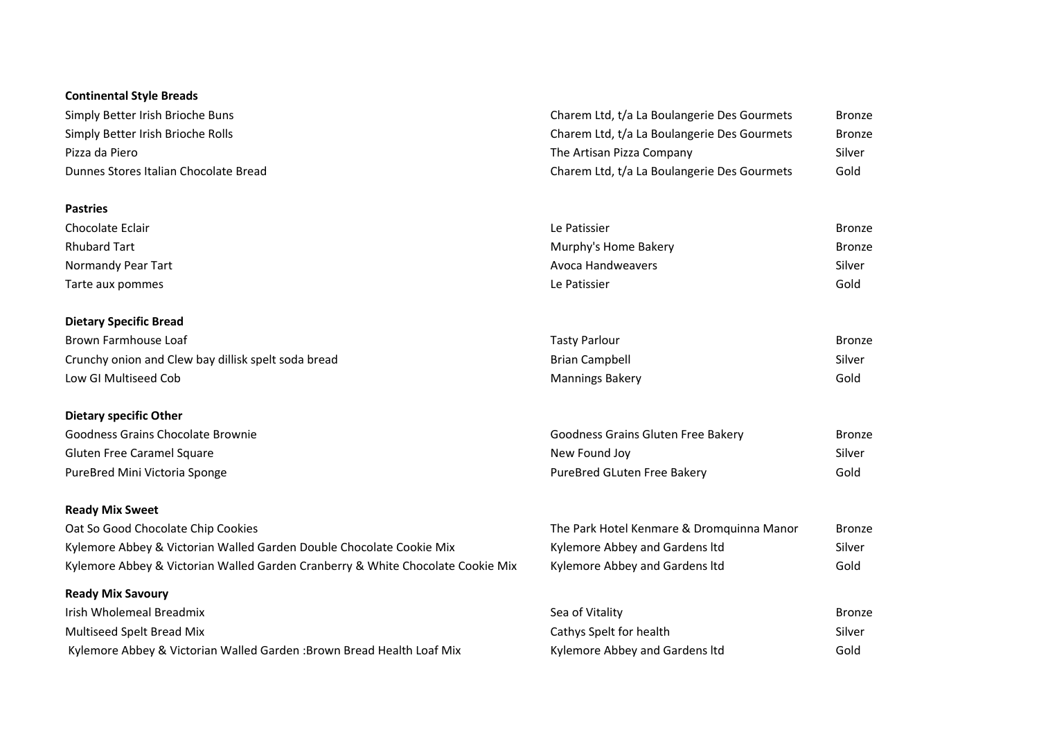**Continental Style Breads**

| | | |
|---|---|---|
| Simply Better Irish Brioche Buns | Charem Ltd, t/a La Boulangerie Des Gourmets | Bronze |
| Simply Better Irish Brioche Rolls | Charem Ltd, t/a La Boulangerie Des Gourmets | Bronze |
| Pizza da Piero | The Artisan Pizza Company | Silver |
| Dunnes Stores Italian Chocolate Bread | Charem Ltd, t/a La Boulangerie Des Gourmets | Gold |

**Pastries**

| | | |
|---|---|---|
| Chocolate Eclair | Le Patissier | Bronze |
| Rhubard Tart | Murphy's Home Bakery | Bronze |
| Normandy Pear Tart | Avoca Handweavers | Silver |
| Tarte aux pommes | Le Patissier | Gold |

**Dietary Specific Bread**

| | | |
|---|---|---|
| Brown Farmhouse Loaf | Tasty Parlour | Bronze |
| Crunchy onion and Clew bay dillisk spelt soda bread | Brian Campbell | Silver |
| Low GI Multiseed Cob | Mannings Bakery | Gold |

**Dietary specific Other**

| | | |
|---|---|---|
| Goodness Grains Chocolate Brownie | Goodness Grains Gluten Free Bakery | Bronze |
| Gluten Free Caramel Square | New Found Joy | Silver |
| PureBred Mini Victoria Sponge | PureBred GLuten Free Bakery | Gold |

**Ready Mix Sweet**

| | | |
|---|---|---|
| Oat So Good Chocolate Chip Cookies | The Park Hotel Kenmare & Dromquinna Manor | Bronze |
| Kylemore Abbey & Victorian Walled Garden Double Chocolate Cookie Mix | Kylemore Abbey and Gardens ltd | Silver |
| Kylemore Abbey & Victorian Walled Garden Cranberry & White Chocolate Cookie Mix | Kylemore Abbey and Gardens ltd | Gold |

**Ready Mix Savoury**

| | | |
|---|---|---|
| Irish Wholemeal Breadmix | Sea of Vitality | Bronze |
| Multiseed Spelt Bread Mix | Cathys Spelt for health | Silver |
| Kylemore Abbey & Victorian Walled Garden :Brown Bread Health Loaf Mix | Kylemore Abbey and Gardens ltd | Gold |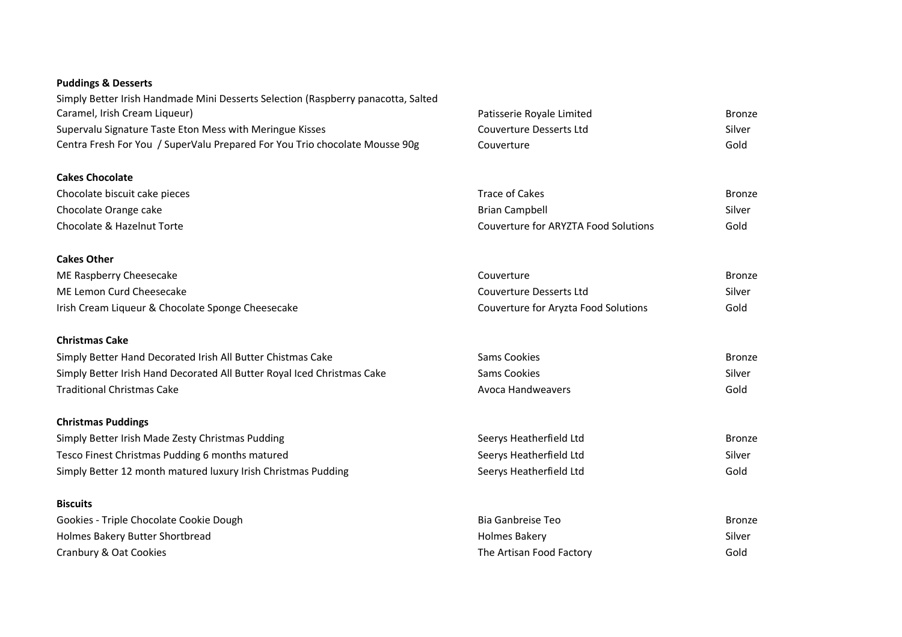**Puddings & Desserts**

| | | |
|---|---|---|
| Simply Better Irish Handmade Mini Desserts Selection (Raspberry panacotta, Salted Caramel, Irish Cream Liqueur) | Patisserie Royale Limited | Bronze |
| Supervalu Signature Taste Eton Mess with Meringue Kisses | Couverture Desserts Ltd | Silver |
| Centra Fresh For You / SuperValu Prepared For You Trio chocolate Mousse 90g | Couverture | Gold |

**Cakes Chocolate**

| | | |
|---|---|---|
| Chocolate biscuit cake pieces | Trace of Cakes | Bronze |
| Chocolate Orange cake | Brian Campbell | Silver |
| Chocolate & Hazelnut Torte | Couverture for ARYZTA Food Solutions | Gold |

**Cakes Other**

| | | |
|---|---|---|
| ME Raspberry Cheesecake | Couverture | Bronze |
| ME Lemon Curd Cheesecake | Couverture Desserts Ltd | Silver |
| Irish Cream Liqueur & Chocolate Sponge Cheesecake | Couverture for Aryzta Food Solutions | Gold |

**Christmas Cake**

| | | |
|---|---|---|
| Simply Better Hand Decorated Irish All Butter Chistmas Cake | Sams Cookies | Bronze |
| Simply Better Irish Hand Decorated All Butter Royal Iced Christmas Cake | Sams Cookies | Silver |
| Traditional Christmas Cake | Avoca Handweavers | Gold |

**Christmas Puddings**

| | | |
|---|---|---|
| Simply Better Irish Made Zesty Christmas Pudding | Seerys Heatherfield Ltd | Bronze |
| Tesco Finest Christmas Pudding 6 months matured | Seerys Heatherfield Ltd | Silver |
| Simply Better 12 month matured luxury Irish Christmas Pudding | Seerys Heatherfield Ltd | Gold |

**Biscuits**

| | | |
|---|---|---|
| Gookies - Triple Chocolate Cookie Dough | Bia Ganbreise Teo | Bronze |
| Holmes Bakery Butter Shortbread | Holmes Bakery | Silver |
| Cranbury & Oat Cookies | The Artisan Food Factory | Gold |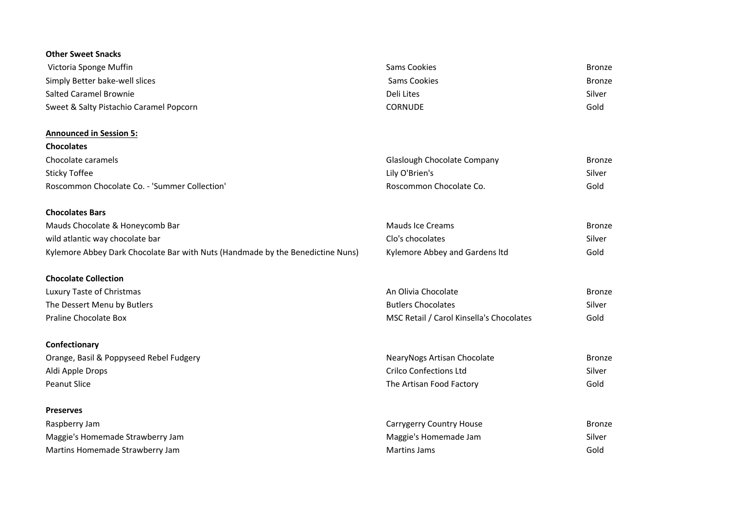**Other Sweet Snacks**

| | | |
|---|---|---|
| Victoria Sponge Muffin | Sams Cookies | Bronze |
| Simply Better bake-well slices | Sams Cookies | Bronze |
| Salted Caramel Brownie | Deli Lites | Silver |
| Sweet & Salty Pistachio Caramel Popcorn | CORNUDE | Gold |

**<u>Announced in Session 5:</u>**

**Chocolates**

| | | |
|---|---|---|
| Chocolate caramels | Glaslough Chocolate Company | Bronze |
| Sticky Toffee | Lily O'Brien's | Silver |
| Roscommon Chocolate Co. - 'Summer Collection' | Roscommon Chocolate Co. | Gold |

**Chocolates Bars**

| | | |
|---|---|---|
| Mauds Chocolate & Honeycomb Bar | Mauds Ice Creams | Bronze |
| wild atlantic way chocolate bar | Clo's chocolates | Silver |
| Kylemore Abbey Dark Chocolate Bar with Nuts (Handmade by the Benedictine Nuns) | Kylemore Abbey and Gardens ltd | Gold |

**Chocolate Collection**

| | | |
|---|---|---|
| Luxury Taste of Christmas | An Olivia Chocolate | Bronze |
| The Dessert Menu by Butlers | Butlers Chocolates | Silver |
| Praline Chocolate Box | MSC Retail / Carol Kinsella's Chocolates | Gold |

**Confectionary**

| | | |
|---|---|---|
| Orange, Basil & Poppyseed Rebel Fudgery | NearyNogs Artisan Chocolate | Bronze |
| Aldi Apple Drops | Crilco Confections Ltd | Silver |
| Peanut Slice | The Artisan Food Factory | Gold |

**Preserves**

| | | |
|---|---|---|
| Raspberry Jam | Carrygerry Country House | Bronze |
| Maggie's Homemade Strawberry Jam | Maggie's Homemade Jam | Silver |
| Martins Homemade Strawberry Jam | Martins Jams | Gold |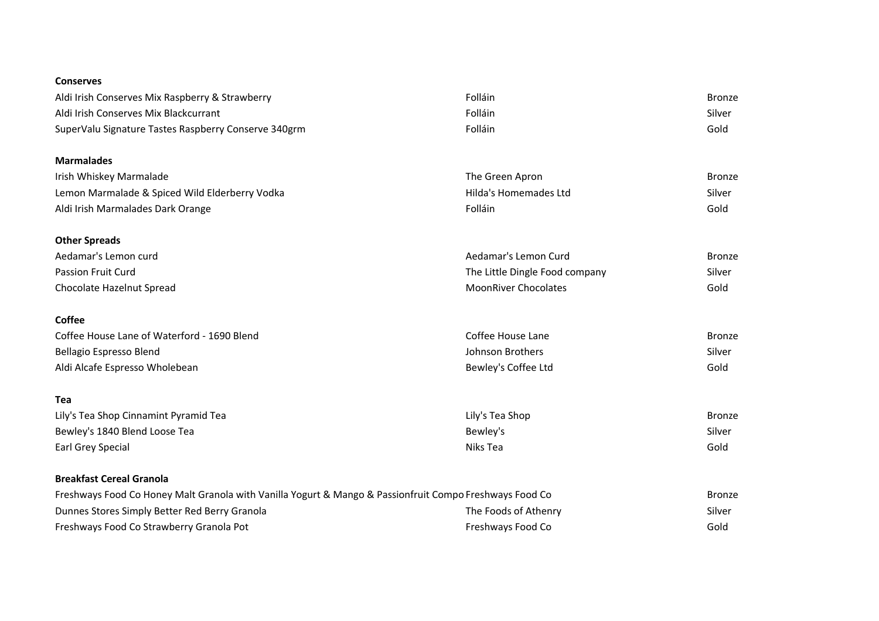**Conserves**

| | | |
|---|---|---|
| Aldi Irish Conserves Mix Raspberry & Strawberry | Folláin | Bronze |
| Aldi Irish Conserves Mix Blackcurrant | Folláin | Silver |
| SuperValu Signature Tastes Raspberry Conserve 340grm | Folláin | Gold |

**Marmalades**

| | | |
|---|---|---|
| Irish Whiskey Marmalade | The Green Apron | Bronze |
| Lemon Marmalade & Spiced Wild Elderberry Vodka | Hilda's Homemades Ltd | Silver |
| Aldi Irish Marmalades Dark Orange | Folláin | Gold |

**Other Spreads**

| | | |
|---|---|---|
| Aedamar's Lemon curd | Aedamar's Lemon Curd | Bronze |
| Passion Fruit Curd | The Little Dingle Food company | Silver |
| Chocolate Hazelnut Spread | MoonRiver Chocolates | Gold |

**Coffee**

| | | |
|---|---|---|
| Coffee House Lane of Waterford - 1690 Blend | Coffee House Lane | Bronze |
| Bellagio Espresso Blend | Johnson Brothers | Silver |
| Aldi Alcafe Espresso Wholebean | Bewley's Coffee Ltd | Gold |

**Tea**

| | | |
|---|---|---|
| Lily's Tea Shop Cinnamint Pyramid Tea | Lily's Tea Shop | Bronze |
| Bewley's 1840 Blend Loose Tea | Bewley's | Silver |
| Earl Grey Special | Niks Tea | Gold |

**Breakfast Cereal Granola**

| | | |
|---|---|---|
| Freshways Food Co Honey Malt Granola with Vanilla Yogurt & Mango & Passionfruit Compo | Freshways Food Co | Bronze |
| Dunnes Stores Simply Better Red Berry Granola | The Foods of Athenry | Silver |
| Freshways Food Co Strawberry Granola Pot | Freshways Food Co | Gold |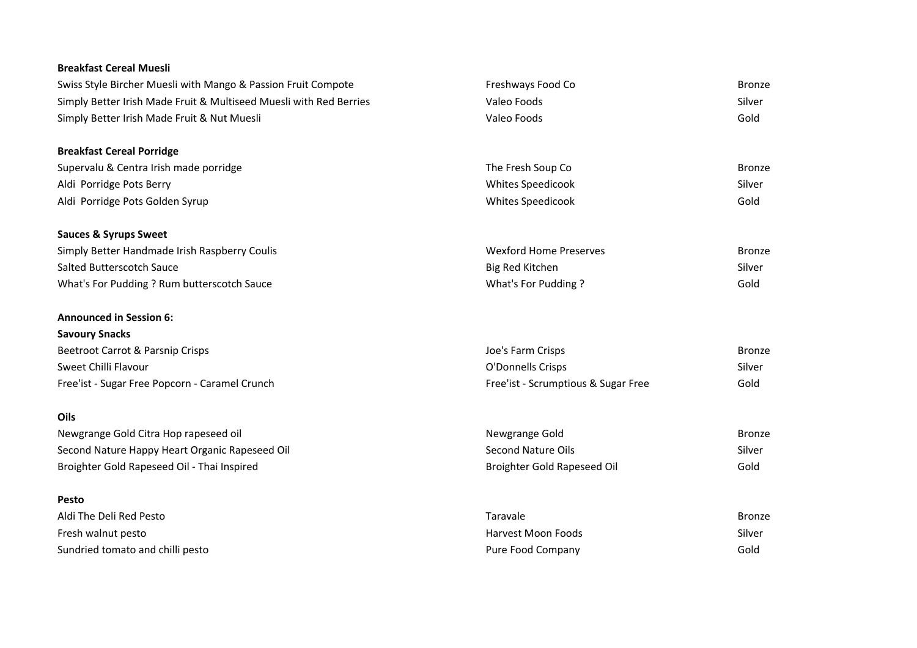**Breakfast Cereal Muesli**

| | | |
|---|---|---|
| Swiss Style Bircher Muesli with Mango & Passion Fruit Compote | Freshways Food Co | Bronze |
| Simply Better Irish Made Fruit & Multiseed Muesli with Red Berries | Valeo Foods | Silver |
| Simply Better Irish Made Fruit & Nut Muesli | Valeo Foods | Gold |

**Breakfast Cereal Porridge**

| | | |
|---|---|---|
| Supervalu & Centra Irish made porridge | The Fresh Soup Co | Bronze |
| Aldi Porridge Pots Berry | Whites Speedicook | Silver |
| Aldi Porridge Pots Golden Syrup | Whites Speedicook | Gold |

**Sauces & Syrups Sweet**

| | | |
|---|---|---|
| Simply Better Handmade Irish Raspberry Coulis | Wexford Home Preserves | Bronze |
| Salted Butterscotch Sauce | Big Red Kitchen | Silver |
| What's For Pudding ? Rum butterscotch Sauce | What's For Pudding ? | Gold |

**Announced in Session 6:**

**Savoury Snacks**

| | | |
|---|---|---|
| Beetroot Carrot & Parsnip Crisps | Joe's Farm Crisps | Bronze |
| Sweet Chilli Flavour | O'Donnells Crisps | Silver |
| Free'ist - Sugar Free Popcorn - Caramel Crunch | Free'ist - Scrumptious & Sugar Free | Gold |

**Oils**

| | | |
|---|---|---|
| Newgrange Gold Citra Hop rapeseed oil | Newgrange Gold | Bronze |
| Second Nature Happy Heart Organic Rapeseed Oil | Second Nature Oils | Silver |
| Broighter Gold Rapeseed Oil - Thai Inspired | Broighter Gold Rapeseed Oil | Gold |

**Pesto**

| | | |
|---|---|---|
| Aldi The Deli Red Pesto | Taravale | Bronze |
| Fresh walnut pesto | Harvest Moon Foods | Silver |
| Sundried tomato and chilli pesto | Pure Food Company | Gold |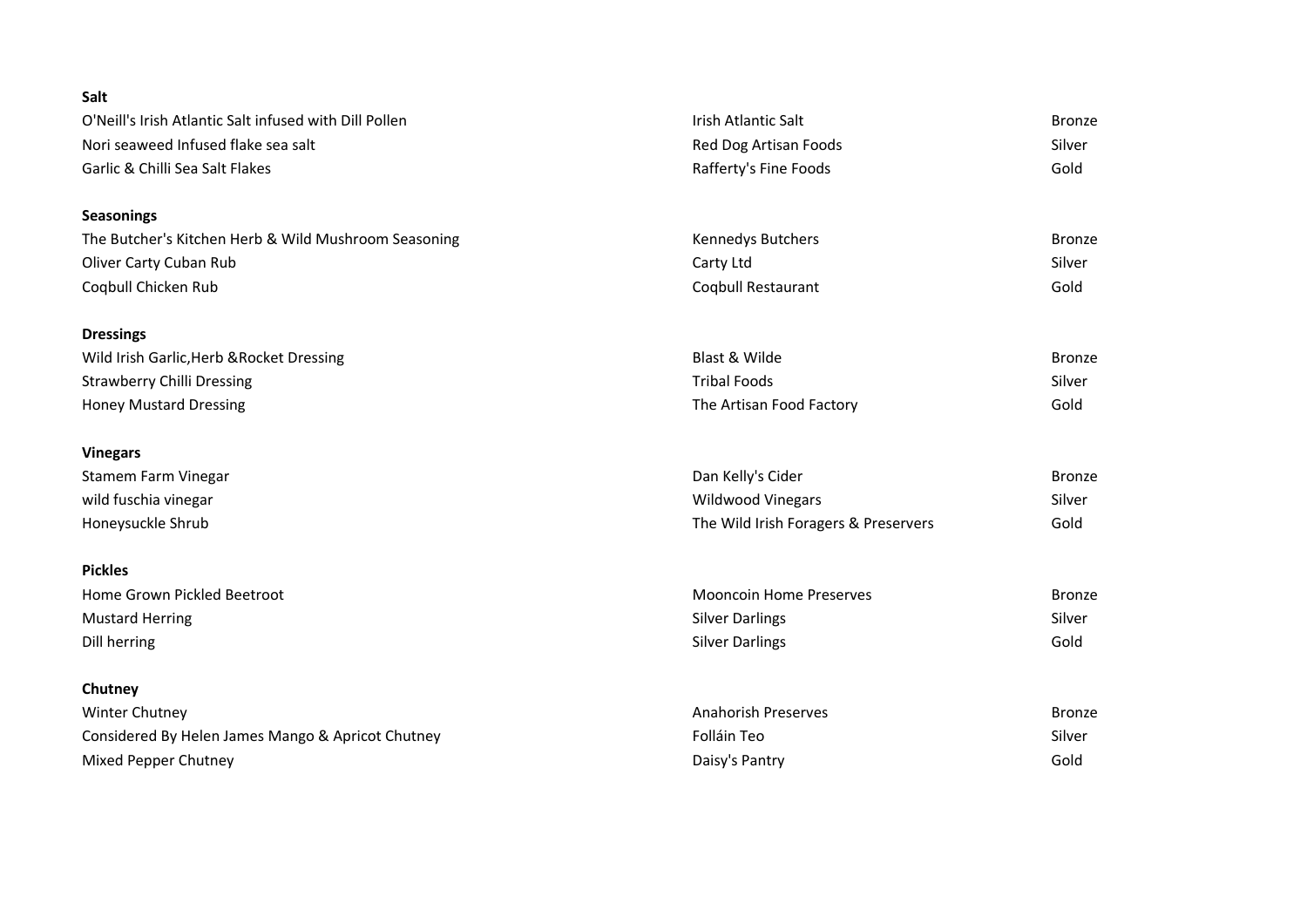**Salt**

| | | |
|---|---|---|
| O'Neill's Irish Atlantic Salt infused with Dill Pollen | Irish Atlantic Salt | Bronze |
| Nori seaweed Infused flake sea salt | Red Dog Artisan Foods | Silver |
| Garlic & Chilli Sea Salt Flakes | Rafferty's Fine Foods | Gold |

**Seasonings**

| | | |
|---|---|---|
| The Butcher's Kitchen Herb & Wild Mushroom Seasoning | Kennedys Butchers | Bronze |
| Oliver Carty Cuban Rub | Carty Ltd | Silver |
| Coqbull Chicken Rub | Coqbull Restaurant | Gold |

**Dressings**

| | | |
|---|---|---|
| Wild Irish Garlic,Herb &Rocket Dressing | Blast & Wilde | Bronze |
| Strawberry Chilli Dressing | Tribal Foods | Silver |
| Honey Mustard Dressing | The Artisan Food Factory | Gold |

**Vinegars**

| | | |
|---|---|---|
| Stamem Farm Vinegar | Dan Kelly's Cider | Bronze |
| wild fuschia vinegar | Wildwood Vinegars | Silver |
| Honeysuckle Shrub | The Wild Irish Foragers & Preservers | Gold |

**Pickles**

| | | |
|---|---|---|
| Home Grown Pickled Beetroot | Mooncoin Home Preserves | Bronze |
| Mustard Herring | Silver Darlings | Silver |
| Dill herring | Silver Darlings | Gold |

**Chutney**

| | | |
|---|---|---|
| Winter Chutney | Anahorish Preserves | Bronze |
| Considered By Helen James Mango & Apricot Chutney | Folláin Teo | Silver |
| Mixed Pepper Chutney | Daisy's Pantry | Gold |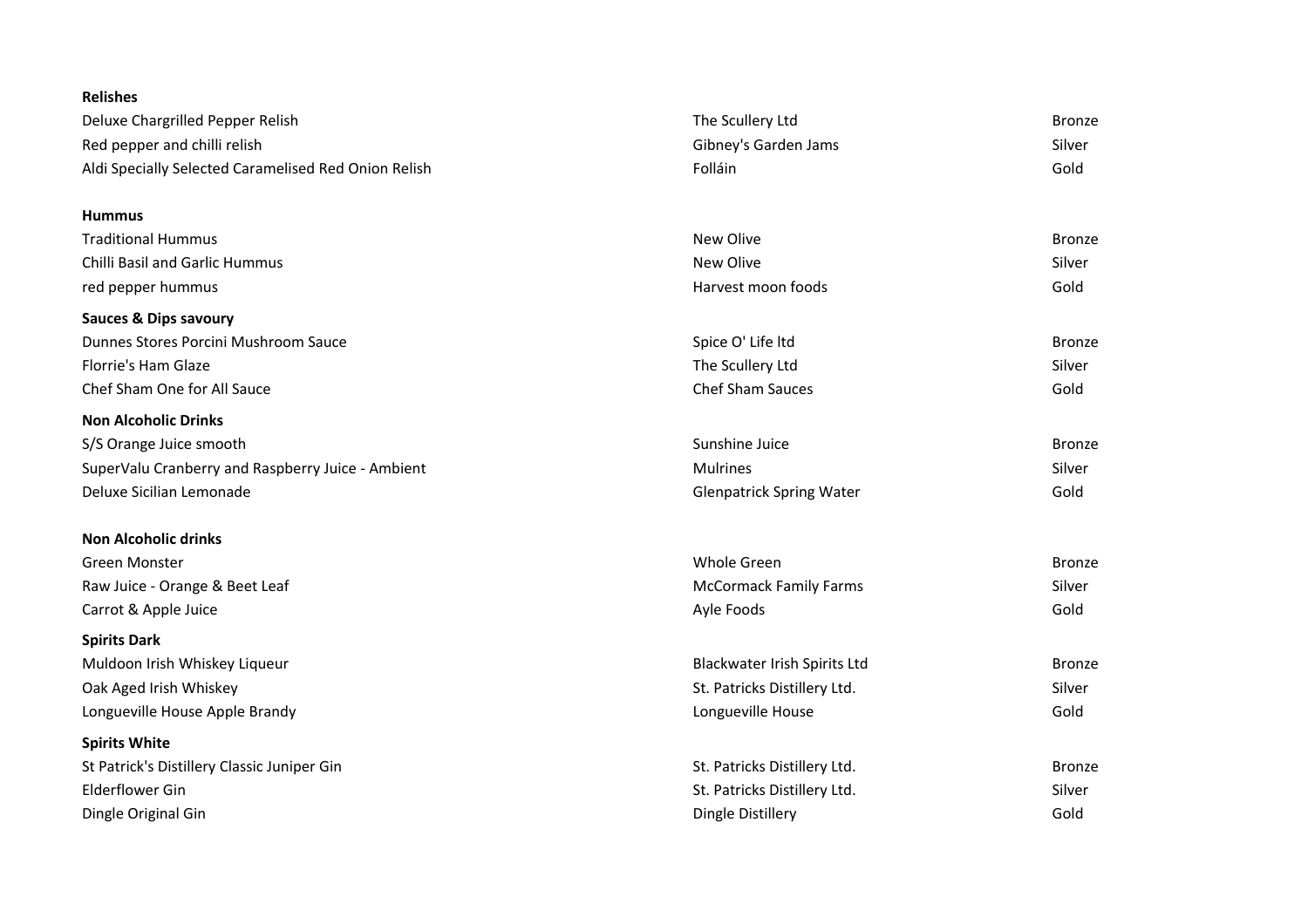**Relishes**

| | | |
|---|---|---|
| Deluxe Chargrilled Pepper Relish | The Scullery Ltd | Bronze |
| Red pepper and chilli relish | Gibney's Garden Jams | Silver |
| Aldi Specially Selected Caramelised Red Onion Relish | Folláin | Gold |

**Hummus**

| | | |
|---|---|---|
| Traditional Hummus | New Olive | Bronze |
| Chilli Basil and Garlic Hummus | New Olive | Silver |
| red pepper hummus | Harvest moon foods | Gold |

**Sauces & Dips savoury**

| | | |
|---|---|---|
| Dunnes Stores Porcini Mushroom Sauce | Spice O' Life ltd | Bronze |
| Florrie's Ham Glaze | The Scullery Ltd | Silver |
| Chef Sham One for All Sauce | Chef Sham Sauces | Gold |

**Non Alcoholic Drinks**

| | | |
|---|---|---|
| S/S Orange Juice smooth | Sunshine Juice | Bronze |
| SuperValu Cranberry and Raspberry Juice - Ambient | Mulrines | Silver |
| Deluxe Sicilian Lemonade | Glenpatrick Spring Water | Gold |

**Non Alcoholic drinks**

| | | |
|---|---|---|
| Green Monster | Whole Green | Bronze |
| Raw Juice - Orange & Beet Leaf | McCormack Family Farms | Silver |
| Carrot & Apple Juice | Ayle Foods | Gold |

**Spirits Dark**

| | | |
|---|---|---|
| Muldoon Irish Whiskey Liqueur | Blackwater Irish Spirits Ltd | Bronze |
| Oak Aged Irish Whiskey | St. Patricks Distillery Ltd. | Silver |
| Longueville House Apple Brandy | Longueville House | Gold |

**Spirits White**

| | | |
|---|---|---|
| St Patrick's Distillery Classic Juniper Gin | St. Patricks Distillery Ltd. | Bronze |
| Elderflower Gin | St. Patricks Distillery Ltd. | Silver |
| Dingle Original Gin | Dingle Distillery | Gold |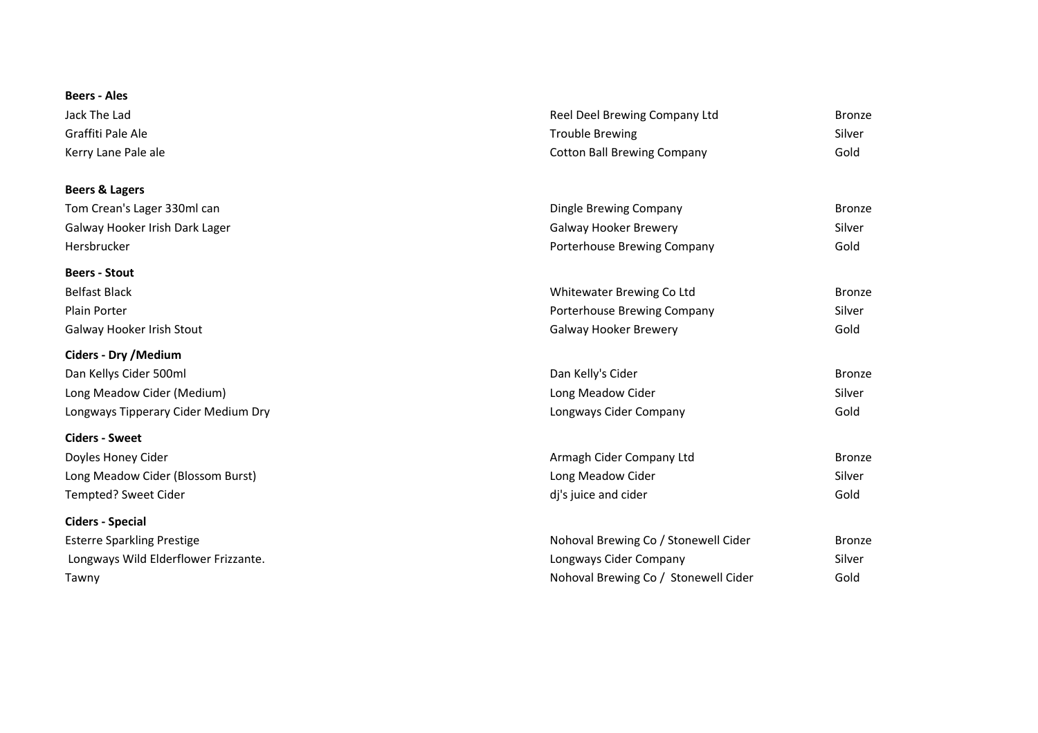| | | |
|---|---|---|
| **Beers - Ales** | | |
| Jack The Lad | Reel Deel Brewing Company Ltd | Bronze |
| Graffiti Pale Ale | Trouble Brewing | Silver |
| Kerry Lane Pale ale | Cotton Ball Brewing Company | Gold |
| **Beers & Lagers** | | |
| Tom Crean's Lager 330ml can | Dingle Brewing Company | Bronze |
| Galway Hooker Irish Dark Lager | Galway Hooker Brewery | Silver |
| Hersbrucker | Porterhouse Brewing Company | Gold |
| **Beers - Stout** | | |
| Belfast Black | Whitewater Brewing Co Ltd | Bronze |
| Plain Porter | Porterhouse Brewing Company | Silver |
| Galway Hooker Irish Stout | Galway Hooker Brewery | Gold |
| **Ciders - Dry /Medium** | | |
| Dan Kellys Cider 500ml | Dan Kelly's Cider | Bronze |
| Long Meadow Cider (Medium) | Long Meadow Cider | Silver |
| Longways Tipperary Cider Medium Dry | Longways Cider Company | Gold |
| **Ciders - Sweet** | | |
| Doyles Honey Cider | Armagh Cider Company Ltd | Bronze |
| Long Meadow Cider (Blossom Burst) | Long Meadow Cider | Silver |
| Tempted? Sweet Cider | dj's juice and cider | Gold |
| **Ciders - Special** | | |
| Esterre Sparkling Prestige | Nohoval Brewing Co / Stonewell Cider | Bronze |
| Longways Wild Elderflower Frizzante. | Longways Cider Company | Silver |
| Tawny | Nohoval Brewing Co / Stonewell Cider | Gold |